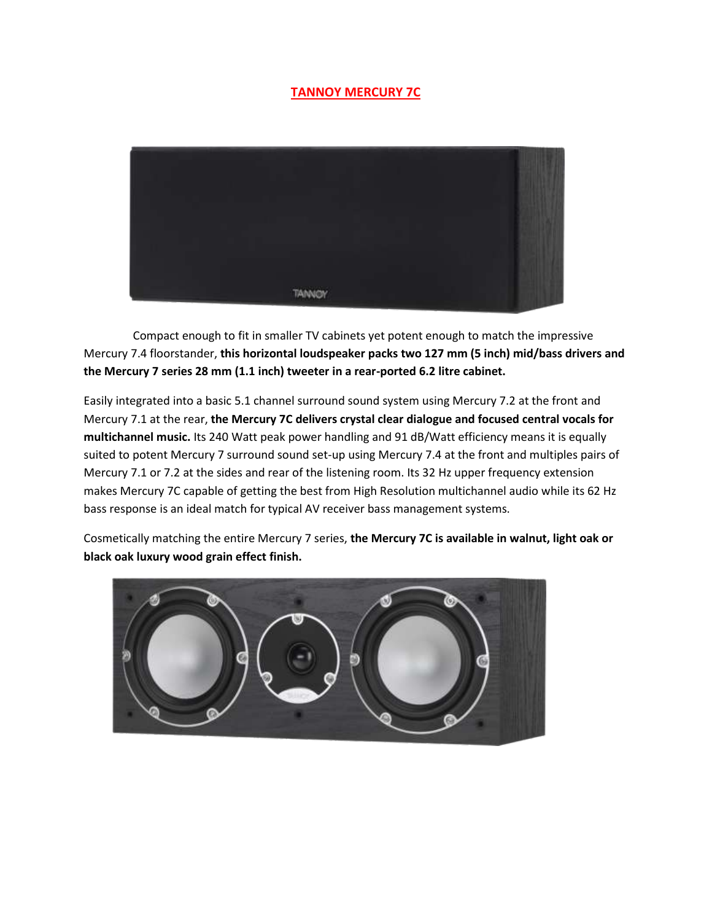# TANNOY MERCURY 7C

Compact enough to fit in smaller TV cabinets yet potent enough to match the impressive Mercury 7.4 floorstander, **this horizontal loudspeaker packs two 127 mm (5 inch) mid/bass drivers and the Mercury 7 series 28 mm (1.1 inch) tweeter in a rear-ported 6.2 litre cabinet.**

Easily integrated into a basic 5.1 channel surround sound system using Mercury 7.2 at the front and Mercury 7.1 at the rear, **the Mercury 7C delivers crystal clear dialogue and focused central vocals for multichannel music.** Its 240 Watt peak power handling and 91 dB/Watt efficiency means it is equally suited to potent Mercury 7 surround sound set-up using Mercury 7.4 at the front and multiples pairs of Mercury 7.1 or 7.2 at the sides and rear of the listening room. Its 32 Hz upper frequency extension makes Mercury 7C capable of getting the best from High Resolution multichannel audio while its 62 Hz bass response is an ideal match for typical AV receiver bass management systems.

Cosmetically matching the entire Mercury 7 series, **the Mercury 7C is available in walnut, light oak or black oak luxury wood grain effect finish.**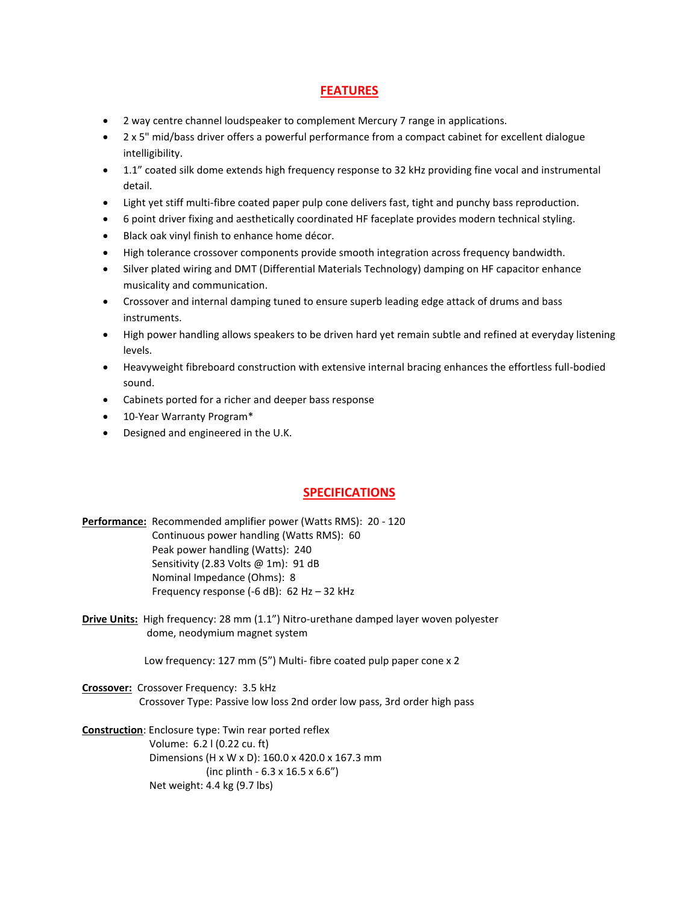## FEATURES

- 2 way centre channel loudspeaker to complement Mercury 7 range in applications.
- 2 x 5" mid/bass driver offers a powerful performance from a compact cabinet for excellent dialogue intelligibility.
- 1.1" coated silk dome extends high frequency response to 32 kHz providing fine vocal and instrumental detail.
- Light yet stiff multi-fibre coated paper pulp cone delivers fast, tight and punchy bass reproduction.
- 6 point driver fixing and aesthetically coordinated HF faceplate provides modern technical styling.
- Black oak vinyl finish to enhance home décor.
- High tolerance crossover components provide smooth integration across frequency bandwidth.
- Silver plated wiring and DMT (Differential Materials Technology) damping on HF capacitor enhance musicality and communication.
- Crossover and internal damping tuned to ensure superb leading edge attack of drums and bass instruments.
- High power handling allows speakers to be driven hard yet remain subtle and refined at everyday listening levels.
- Heavyweight fibreboard construction with extensive internal bracing enhances the effortless full-bodied sound.
- Cabinets ported for a richer and deeper bass response
- 10-Year Warranty Program*
- Designed and engineered in the U.K.

## SPECIFICATIONS

**Performance:** Recommended amplifier power (Watts RMS): 20 - 120
Continuous power handling (Watts RMS): 60
Peak power handling (Watts): 240
Sensitivity (2.83 Volts @ 1m): 91 dB
Nominal Impedance (Ohms): 8
Frequency response (-6 dB): 62 Hz – 32 kHz

**Drive Units:** High frequency: 28 mm (1.1") Nitro-urethane damped layer woven polyester dome, neodymium magnet system

Low frequency: 127 mm (5") Multi- fibre coated pulp paper cone x 2

**Crossover:** Crossover Frequency: 3.5 kHz
Crossover Type: Passive low loss 2nd order low pass, 3rd order high pass

**Construction**: Enclosure type: Twin rear ported reflex
Volume: 6.2 l (0.22 cu. ft)
Dimensions (H x W x D): 160.0 x 420.0 x 167.3 mm
(inc plinth - 6.3 x 16.5 x 6.6")
Net weight: 4.4 kg (9.7 lbs)